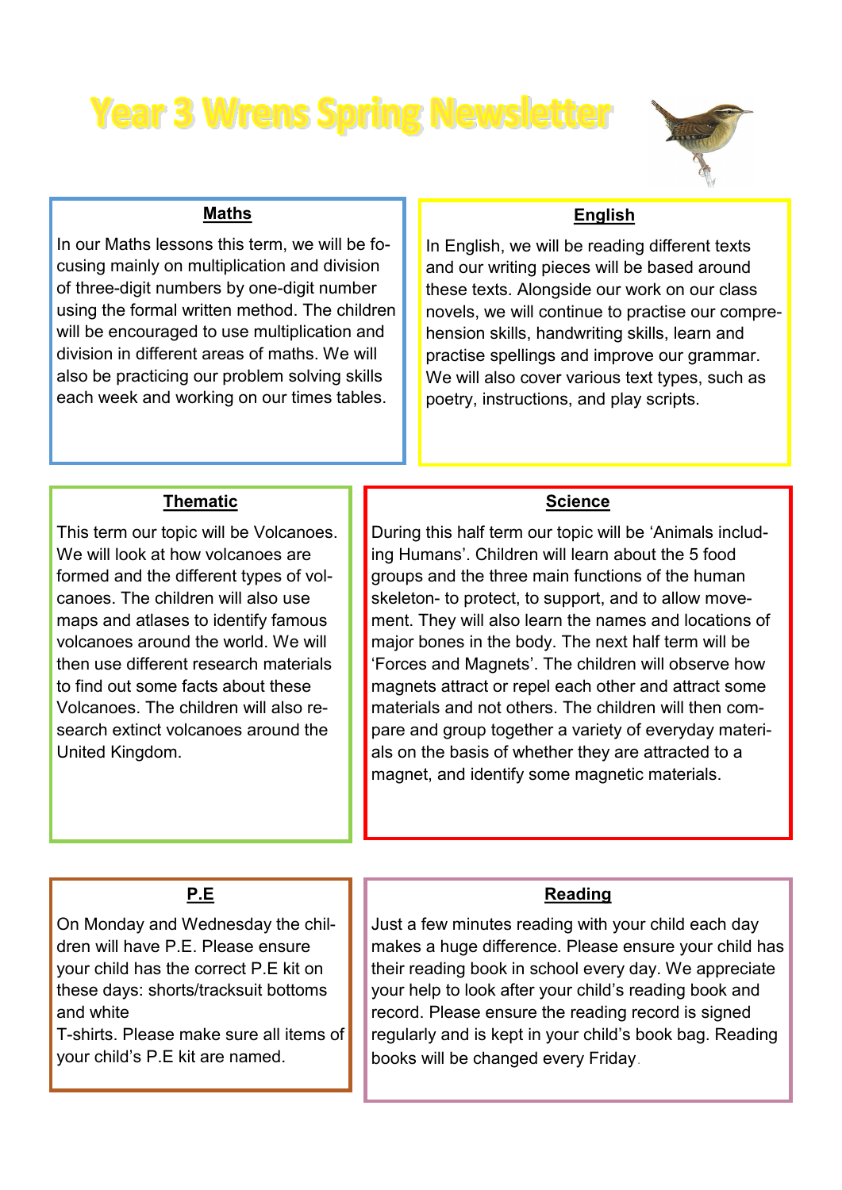# Year 3 Wrens Spring Newsletter

## Maths

In our Maths lessons this term, we will be focusing mainly on multiplication and division of three-digit numbers by one-digit number using the formal written method. The children will be encouraged to use multiplication and division in different areas of maths. We will also be practicing our problem solving skills each week and working on our times tables.

## English

In English, we will be reading different texts and our writing pieces will be based around these texts. Alongside our work on our class novels, we will continue to practise our comprehension skills, handwriting skills, learn and practise spellings and improve our grammar. We will also cover various text types, such as poetry, instructions, and play scripts.

## Thematic

This term our topic will be Volcanoes. We will look at how volcanoes are formed and the different types of volcanoes. The children will also use maps and atlases to identify famous volcanoes around the world. We will then use different research materials to find out some facts about these Volcanoes. The children will also research extinct volcanoes around the United Kingdom.

## Science

During this half term our topic will be 'Animals including Humans'. Children will learn about the 5 food groups and the three main functions of the human skeleton- to protect, to support, and to allow movement. They will also learn the names and locations of major bones in the body. The next half term will be 'Forces and Magnets'. The children will observe how magnets attract or repel each other and attract some materials and not others. The children will then compare and group together a variety of everyday materials on the basis of whether they are attracted to a magnet, and identify some magnetic materials.

## P.E

On Monday and Wednesday the children will have P.E. Please ensure your child has the correct P.E kit on these days: shorts/tracksuit bottoms and white T-shirts. Please make sure all items of your child's P.E kit are named.

## Reading

Just a few minutes reading with your child each day makes a huge difference. Please ensure your child has their reading book in school every day. We appreciate your help to look after your child's reading book and record. Please ensure the reading record is signed regularly and is kept in your child's book bag. Reading books will be changed every Friday.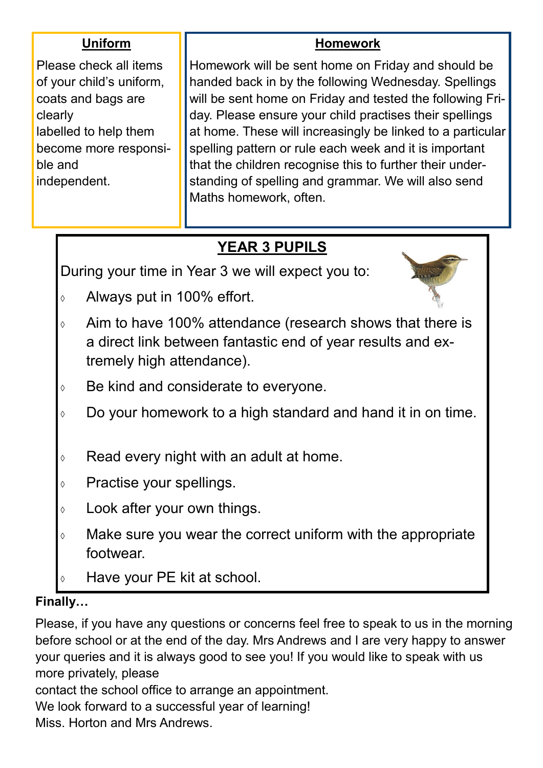### Uniform

Please check all items of your child's uniform, coats and bags are clearly labelled to help them become more responsible and independent.

### Homework

Homework will be sent home on Friday and should be handed back in by the following Wednesday. Spellings will be sent home on Friday and tested the following Friday. Please ensure your child practises their spellings at home. These will increasingly be linked to a particular spelling pattern or rule each week and it is important that the children recognise this to further their understanding of spelling and grammar. We will also send Maths homework, often.

## YEAR 3 PUPILS

During your time in Year 3 we will expect you to:

- Always put in 100% effort.
- Aim to have 100% attendance (research shows that there is a direct link between fantastic end of year results and extremely high attendance).
- Be kind and considerate to everyone.
- Do your homework to a high standard and hand it in on time.
- Read every night with an adult at home.
- Practise your spellings.
- Look after your own things.
- Make sure you wear the correct uniform with the appropriate footwear.
- Have your PE kit at school.

**Finally…**

Please, if you have any questions or concerns feel free to speak to us in the morning before school or at the end of the day. Mrs Andrews and I are very happy to answer your queries and it is always good to see you! If you would like to speak with us more privately, please contact the school office to arrange an appointment.

We look forward to a successful year of learning!

Miss. Horton and Mrs Andrews.